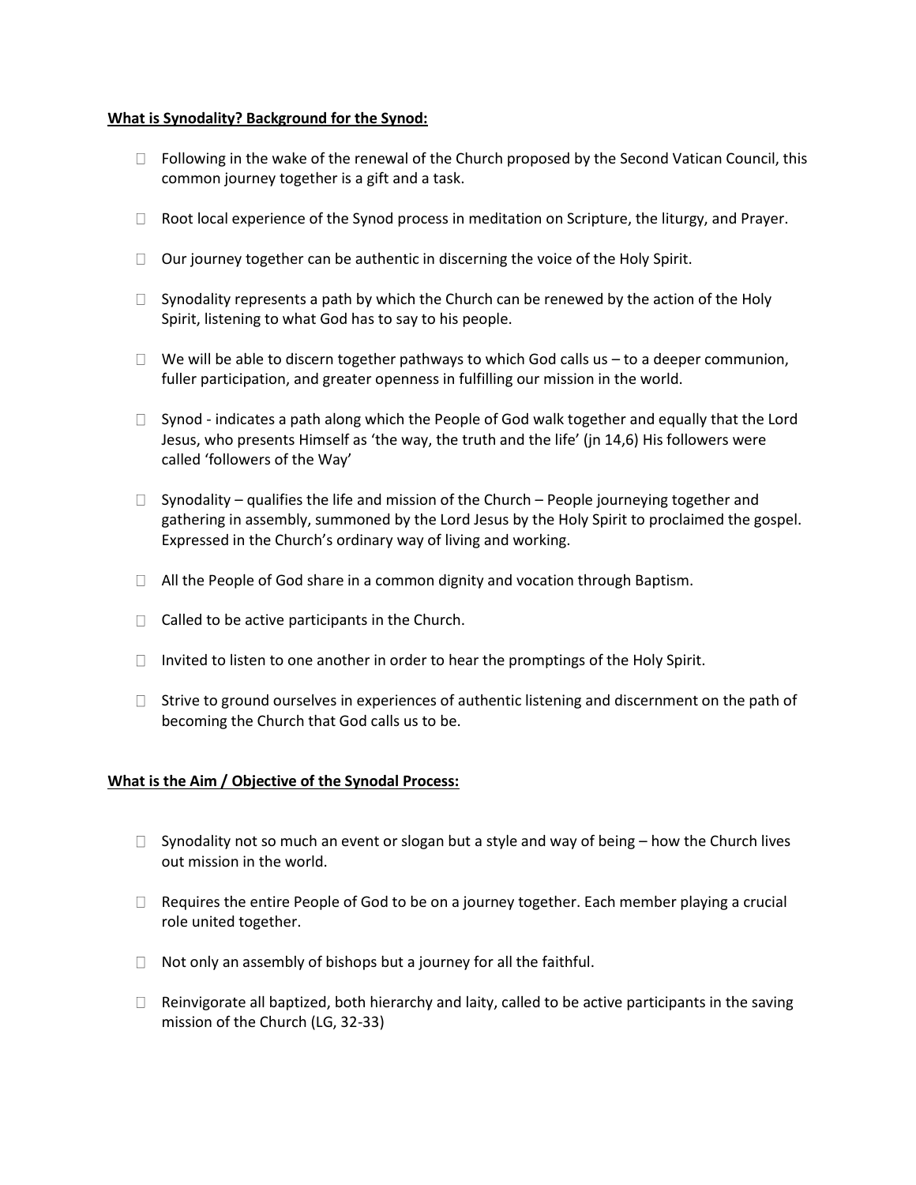**What is Synodality? Background for the Synod:**

- Following in the wake of the renewal of the Church proposed by the Second Vatican Council, this common journey together is a gift and a task.

- Root local experience of the Synod process in meditation on Scripture, the liturgy, and Prayer.

- Our journey together can be authentic in discerning the voice of the Holy Spirit.

- Synodality represents a path by which the Church can be renewed by the action of the Holy Spirit, listening to what God has to say to his people.

- We will be able to discern together pathways to which God calls us – to a deeper communion, fuller participation, and greater openness in fulfilling our mission in the world.

- Synod - indicates a path along which the People of God walk together and equally that the Lord Jesus, who presents Himself as 'the way, the truth and the life' (jn 14,6) His followers were called 'followers of the Way'

- Synodality – qualifies the life and mission of the Church – People journeying together and gathering in assembly, summoned by the Lord Jesus by the Holy Spirit to proclaimed the gospel. Expressed in the Church's ordinary way of living and working.

- All the People of God share in a common dignity and vocation through Baptism.

- Called to be active participants in the Church.

- Invited to listen to one another in order to hear the promptings of the Holy Spirit.

- Strive to ground ourselves in experiences of authentic listening and discernment on the path of becoming the Church that God calls us to be.

**What is the Aim / Objective of the Synodal Process:**

- Synodality not so much an event or slogan but a style and way of being – how the Church lives out mission in the world.

- Requires the entire People of God to be on a journey together. Each member playing a crucial role united together.

- Not only an assembly of bishops but a journey for all the faithful.

- Reinvigorate all baptized, both hierarchy and laity, called to be active participants in the saving mission of the Church (LG, 32-33)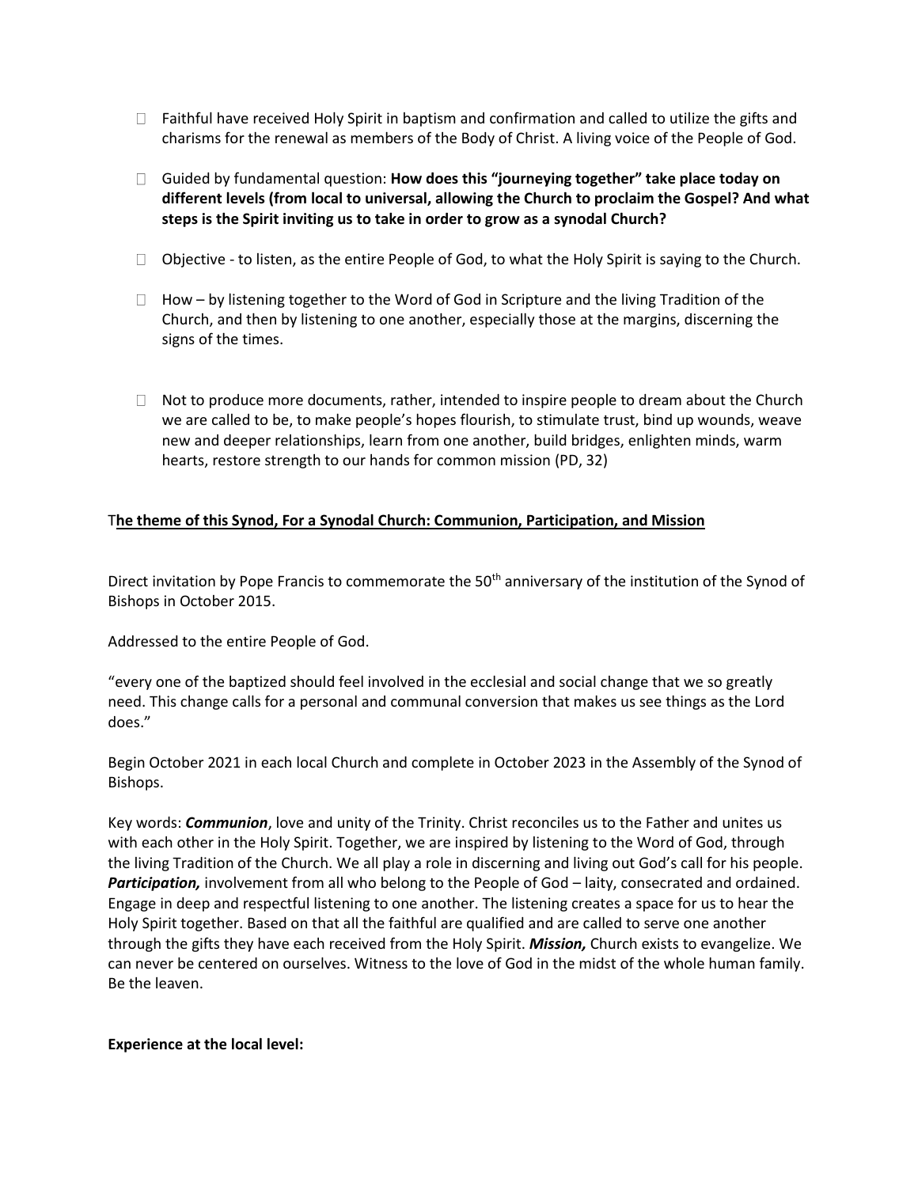- Faithful have received Holy Spirit in baptism and confirmation and called to utilize the gifts and charisms for the renewal as members of the Body of Christ. A living voice of the People of God.

- Guided by fundamental question: **How does this "journeying together" take place today on different levels (from local to universal, allowing the Church to proclaim the Gospel? And what steps is the Spirit inviting us to take in order to grow as a synodal Church?**

- Objective - to listen, as the entire People of God, to what the Holy Spirit is saying to the Church.

- How – by listening together to the Word of God in Scripture and the living Tradition of the Church, and then by listening to one another, especially those at the margins, discerning the signs of the times.

- Not to produce more documents, rather, intended to inspire people to dream about the Church we are called to be, to make people's hopes flourish, to stimulate trust, bind up wounds, weave new and deeper relationships, learn from one another, build bridges, enlighten minds, warm hearts, restore strength to our hands for common mission (PD, 32)

T**<u>he theme of this Synod, For a Synodal Church: Communion, Participation, and Mission</u>**

Direct invitation by Pope Francis to commemorate the 50th anniversary of the institution of the Synod of Bishops in October 2015.

Addressed to the entire People of God.

"every one of the baptized should feel involved in the ecclesial and social change that we so greatly need. This change calls for a personal and communal conversion that makes us see things as the Lord does."

Begin October 2021 in each local Church and complete in October 2023 in the Assembly of the Synod of Bishops.

Key words: ***Communion***, love and unity of the Trinity. Christ reconciles us to the Father and unites us with each other in the Holy Spirit. Together, we are inspired by listening to the Word of God, through the living Tradition of the Church. We all play a role in discerning and living out God's call for his people. ***Participation,*** involvement from all who belong to the People of God – laity, consecrated and ordained. Engage in deep and respectful listening to one another. The listening creates a space for us to hear the Holy Spirit together. Based on that all the faithful are qualified and are called to serve one another through the gifts they have each received from the Holy Spirit. ***Mission,*** Church exists to evangelize. We can never be centered on ourselves. Witness to the love of God in the midst of the whole human family. Be the leaven.

**Experience at the local level:**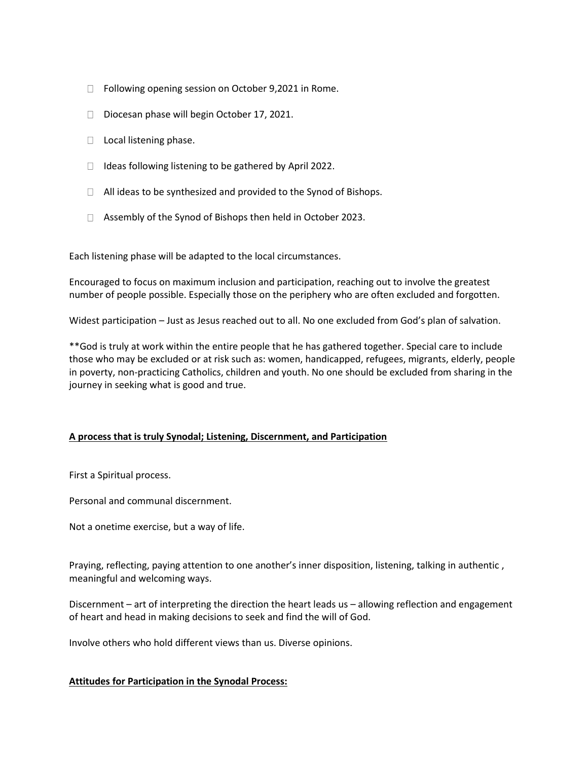- Following opening session on October 9,2021 in Rome.
- Diocesan phase will begin October 17, 2021.
- Local listening phase.
- Ideas following listening to be gathered by April 2022.
- All ideas to be synthesized and provided to the Synod of Bishops.
- Assembly of the Synod of Bishops then held in October 2023.

Each listening phase will be adapted to the local circumstances.

Encouraged to focus on maximum inclusion and participation, reaching out to involve the greatest number of people possible. Especially those on the periphery who are often excluded and forgotten.

Widest participation – Just as Jesus reached out to all. No one excluded from God's plan of salvation.

**God is truly at work within the entire people that he has gathered together. Special care to include those who may be excluded or at risk such as: women, handicapped, refugees, migrants, elderly, people in poverty, non-practicing Catholics, children and youth. No one should be excluded from sharing in the journey in seeking what is good and true.

**<u>A process that is truly Synodal; Listening, Discernment, and Participation</u>**

First a Spiritual process.

Personal and communal discernment.

Not a onetime exercise, but a way of life.

Praying, reflecting, paying attention to one another's inner disposition, listening, talking in authentic , meaningful and welcoming ways.

Discernment – art of interpreting the direction the heart leads us – allowing reflection and engagement of heart and head in making decisions to seek and find the will of God.

Involve others who hold different views than us. Diverse opinions.

**<u>Attitudes for Participation in the Synodal Process:</u>**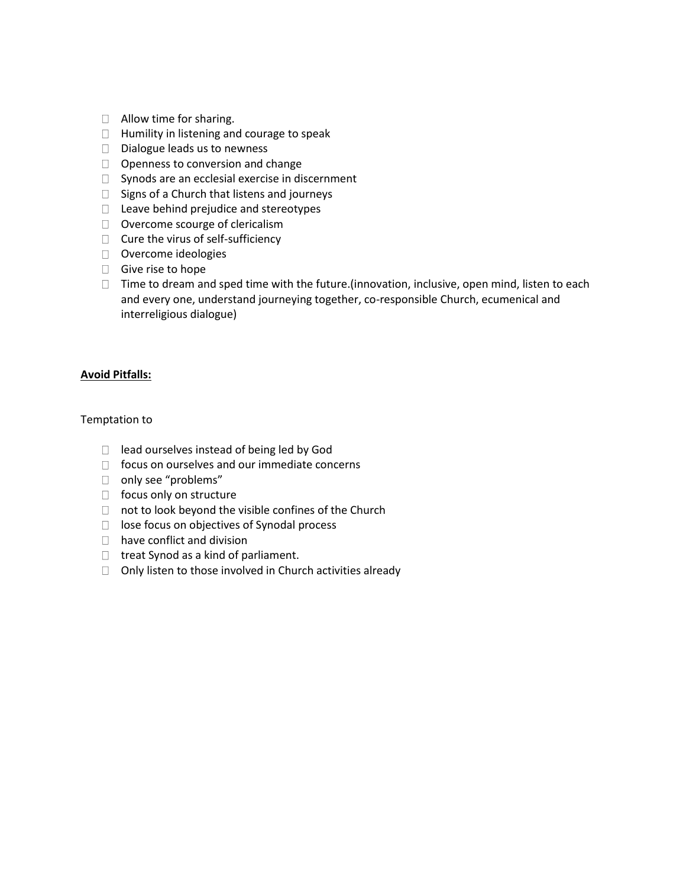- Allow time for sharing.
- Humility in listening and courage to speak
- Dialogue leads us to newness
- Openness to conversion and change
- Synods are an ecclesial exercise in discernment
- Signs of a Church that listens and journeys
- Leave behind prejudice and stereotypes
- Overcome scourge of clericalism
- Cure the virus of self-sufficiency
- Overcome ideologies
- Give rise to hope
- Time to dream and sped time with the future.(innovation, inclusive, open mind, listen to each and every one, understand journeying together, co-responsible Church, ecumenical and interreligious dialogue)

**<u>Avoid Pitfalls:</u>**

Temptation to

- lead ourselves instead of being led by God
- focus on ourselves and our immediate concerns
- only see “problems”
- focus only on structure
- not to look beyond the visible confines of the Church
- lose focus on objectives of Synodal process
- have conflict and division
- treat Synod as a kind of parliament.
- Only listen to those involved in Church activities already